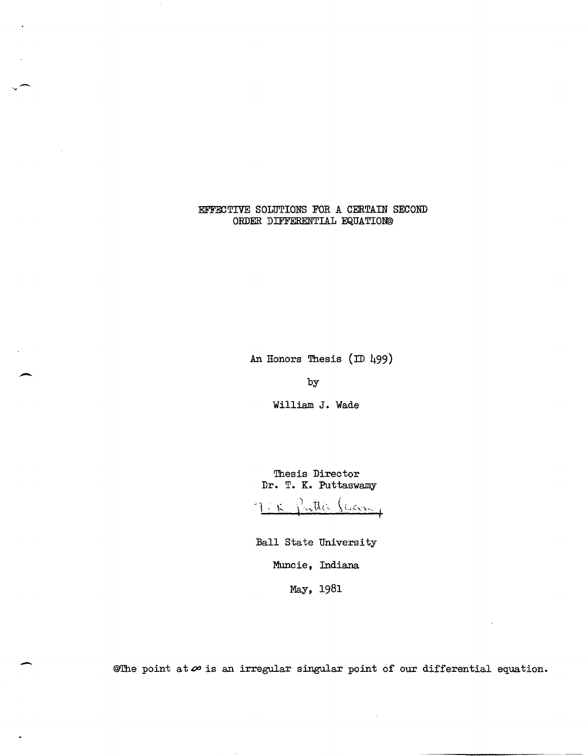# EFFECTIVE SOLUTIONS FOR A CERTAIN SECOND ORDER DIFFERENTIAL EQUATION@

An Honors Thesis (ID 499)

by

William J. Wade

Thesis Director
Dr. T. K. Puttaswamy

T. K. Puttaswamy

Ball State University

Muncie, Indiana

May, 1981

@The point at $\infty$ is an irregular singular point of our differential equation.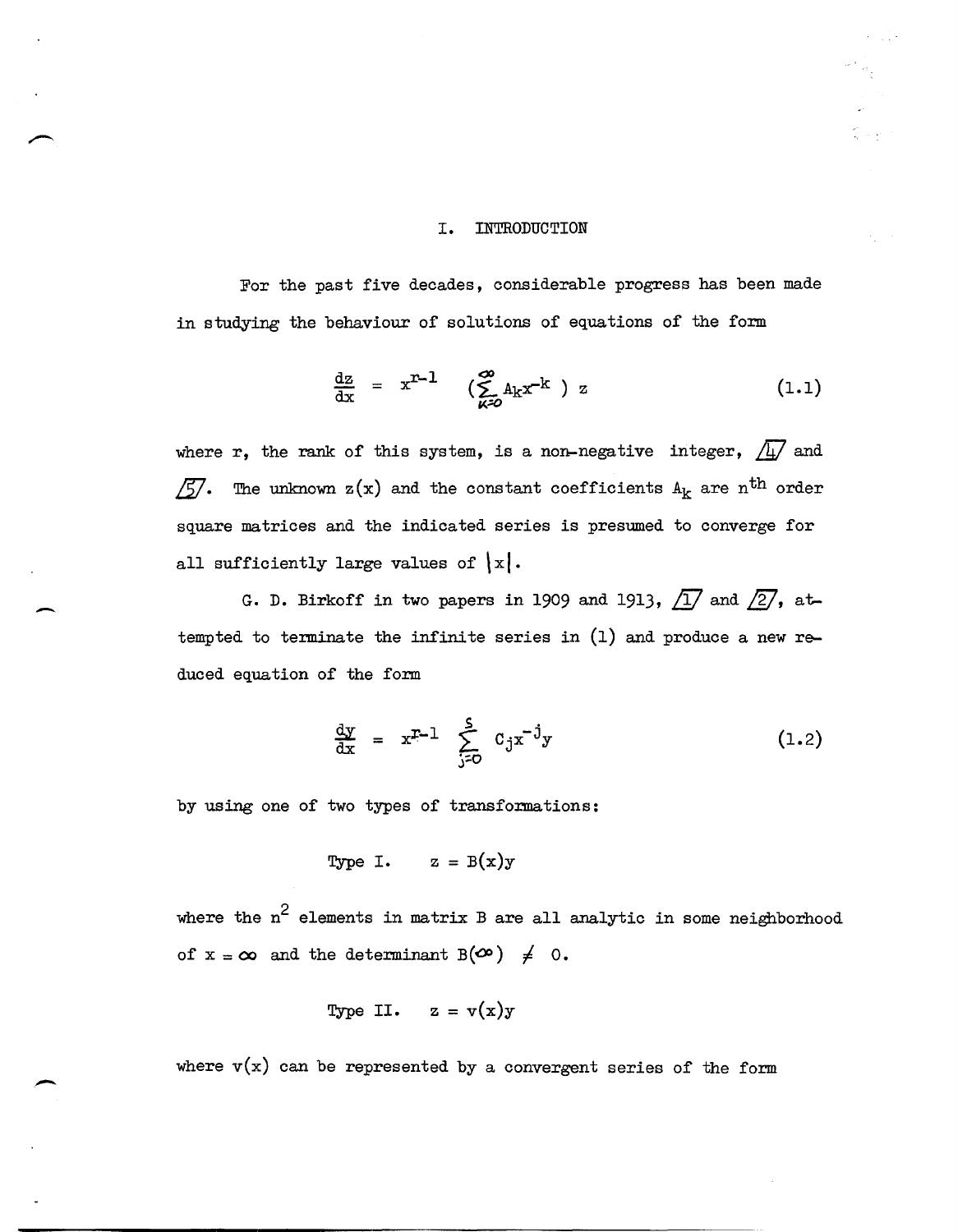# I. INTRODUCTION

For the past five decades, considerable progress has been made in studying the behaviour of solutions of equations of the form

$$\frac{dz}{dx} = x^{r-1} \quad (\sum_{k=0}^{\infty} A_k x^{-k} ) \ z \tag{1.1}$$

where r, the rank of this system, is a non-negative integer, /4/ and /5/. The unknown $z(x)$ and the constant coefficients $A_k$ are $n^{th}$ order square matrices and the indicated series is presumed to converge for all sufficiently large values of $|x|$.

G. D. Birkoff in two papers in 1909 and 1913, /1/ and /2/, attempted to terminate the infinite series in (1) and produce a new reduced equation of the form

$$\frac{dy}{dx} = x^{r-1} \sum_{j=0}^{s} C_j x^{-j} y \tag{1.2}$$

by using one of two types of transformations:

Type I. $\quad z = B(x)y$

where the $n^2$ elements in matrix B are all analytic in some neighborhood of $x = \infty$ and the determinant $B(\infty) \neq 0$.

Type II. $\quad z = v(x)y$

where $v(x)$ can be represented by a convergent series of the form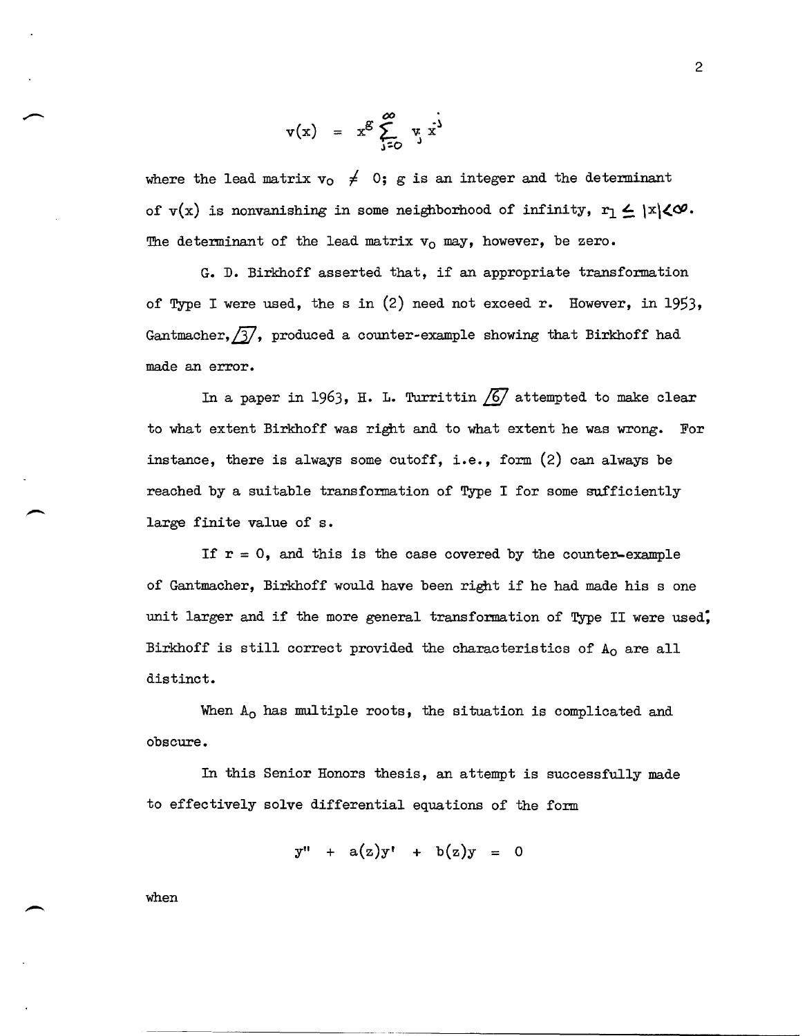$$v(x) = x^g \sum_{j=0}^{\infty} v_j x^{-j}$$

where the lead matrix $v_0 \neq 0$; $g$ is an integer and the determinant of $v(x)$ is nonvanishing in some neighborhood of infinity, $r_1 \leq |x| < \infty$. The determinant of the lead matrix $v_0$ may, however, be zero.

G. D. Birkhoff asserted that, if an appropriate transformation of Type I were used, the s in (2) need not exceed r. However, in 1953, Gantmacher, [3], produced a counter-example showing that Birkhoff had made an error.

In a paper in 1963, H. L. Turrittin [6] attempted to make clear to what extent Birkhoff was right and to what extent he was wrong. For instance, there is always some cutoff, i.e., form (2) can always be reached by a suitable transformation of Type I for some sufficiently large finite value of s.

If r = 0, and this is the case covered by the counter-example of Gantmacher, Birkhoff would have been right if he had made his s one unit larger and if the more general transformation of Type II were used; Birkhoff is still correct provided the characteristics of $A_0$ are all distinct.

When $A_0$ has multiple roots, the situation is complicated and obscure.

In this Senior Honors thesis, an attempt is successfully made to effectively solve differential equations of the form

$$y'' + a(z)y' + b(z)y = 0$$

when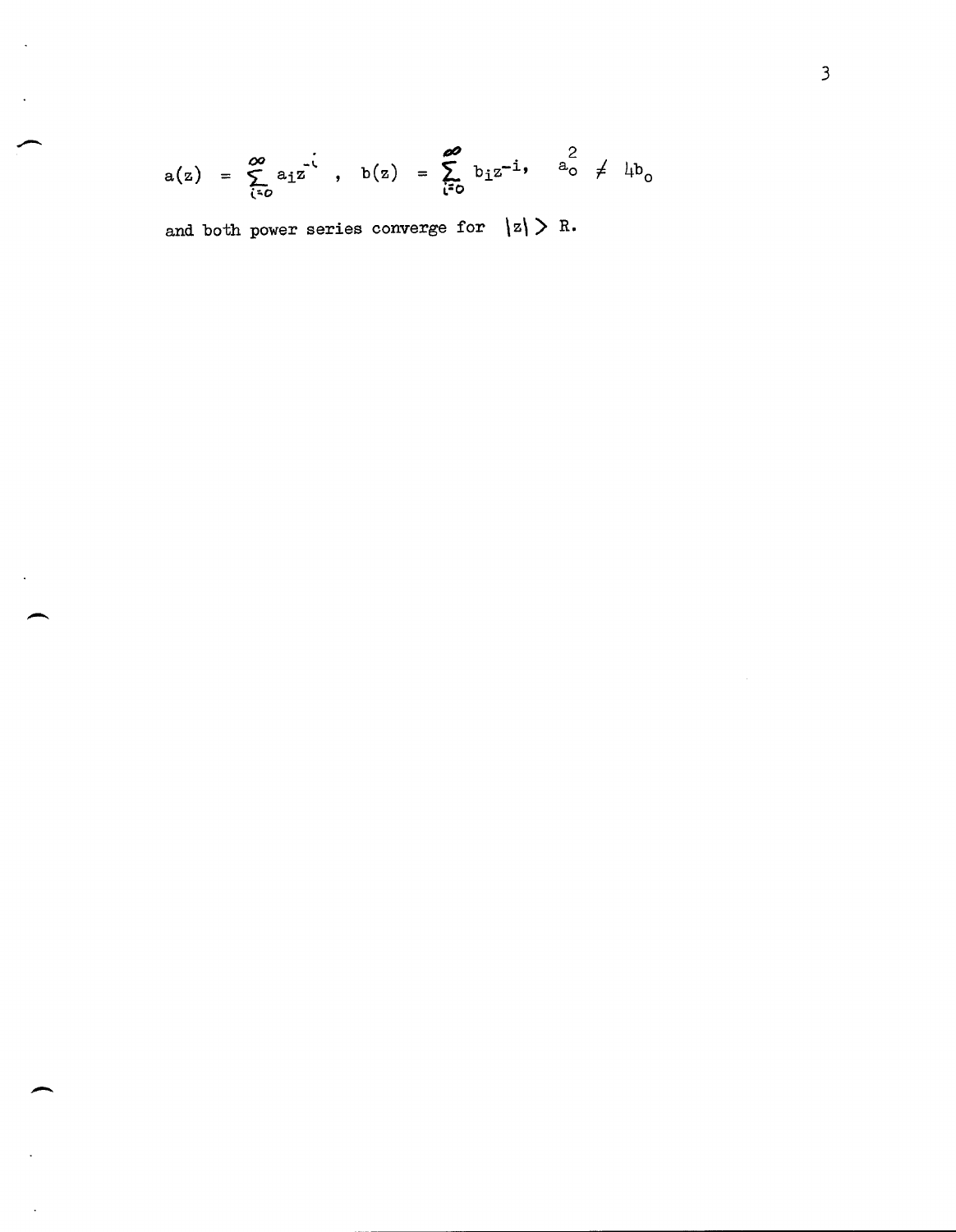$$a(z) = \sum_{i=0}^{\infty} a_i z^{-i} \ , \quad b(z) = \sum_{i=0}^{\infty} b_i z^{-i}, \quad a_0^2 \neq 4b_0$$

and both power series converge for $|z| > R$.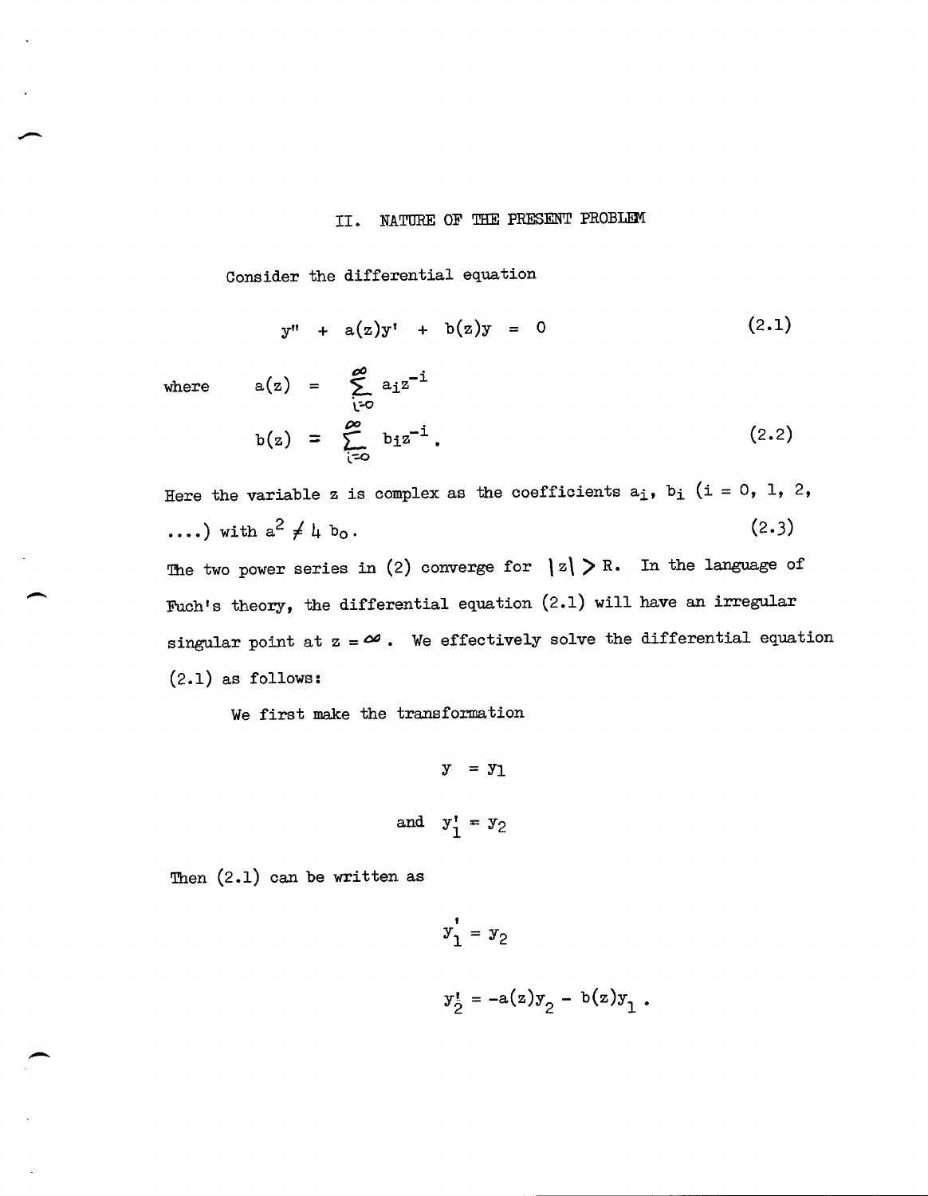## II. NATURE OF THE PRESENT PROBLEM

Consider the differential equation

$$y'' + a(z)y' + b(z)y = 0 \tag{2.1}$$

where

$$a(z) = \sum_{i=0}^{\infty} a_i z^{-i}$$

$$b(z) = \sum_{i=0}^{\infty} b_i z^{-i}. \tag{2.2}$$

Here the variable z is complex as the coefficients $a_i$, $b_i$ ($i = 0, 1, 2, \ldots.$) with $a^2 \neq 4\, b_0$. (2.3)

The two power series in (2) converge for $|z| > R$. In the language of Fuch's theory, the differential equation (2.1) will have an irregular singular point at $z = \infty$. We effectively solve the differential equation (2.1) as follows:

We first make the transformation

$$y = y_1$$

$$\text{and} \quad y_1' = y_2$$

Then (2.1) can be written as

$$y_1' = y_2$$

$$y_2' = -a(z)y_2 - b(z)y_1 .$$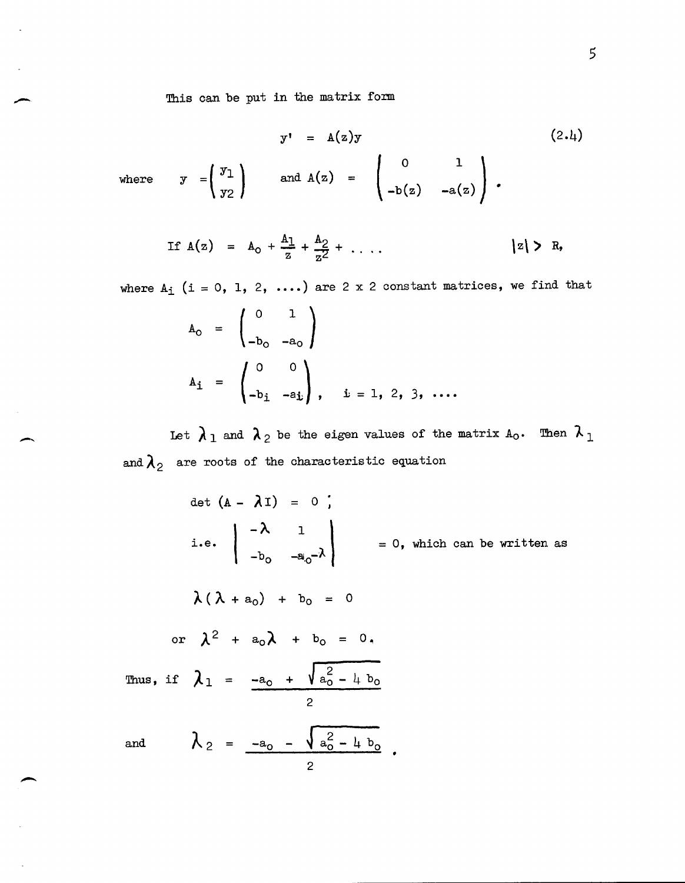This can be put in the matrix form

$$y' = A(z)y \tag{2.4}$$

where $y = \begin{pmatrix} y_1 \\ y_2 \end{pmatrix}$ and $A(z) = \begin{pmatrix} 0 & 1 \\ -b(z) & -a(z) \end{pmatrix}$.

$$\text{If } A(z) = A_o + \frac{A_1}{z} + \frac{A_2}{z^2} + \ldots \qquad |z| > R,$$

where $A_i$ $(i = 0, 1, 2, \ldots)$ are 2 x 2 constant matrices, we find that

$$A_o = \begin{pmatrix} 0 & 1 \\ -b_o & -a_o \end{pmatrix}$$

$$A_i = \begin{pmatrix} 0 & 0 \\ -b_i & -a_i \end{pmatrix}, \quad i = 1, 2, 3, \ldots$$

Let $\lambda_1$ and $\lambda_2$ be the eigen values of the matrix $A_o$. Then $\lambda_1$ and $\lambda_2$ are roots of the characteristic equation

$$\det (A - \lambda I) = 0 ;$$

i.e. $\begin{vmatrix} -\lambda & 1 \\ -b_o & -a_o-\lambda \end{vmatrix} = 0$, which can be written as

$$\lambda(\lambda + a_o) + b_o = 0$$

$$\text{or} \quad \lambda^2 + a_o\lambda + b_o = 0.$$

Thus, if $\lambda_1 = \dfrac{-a_o + \sqrt{a_o^2 - 4\, b_o}}{2}$

and $\lambda_2 = \dfrac{-a_o - \sqrt{a_o^2 - 4\, b_o}}{2}$.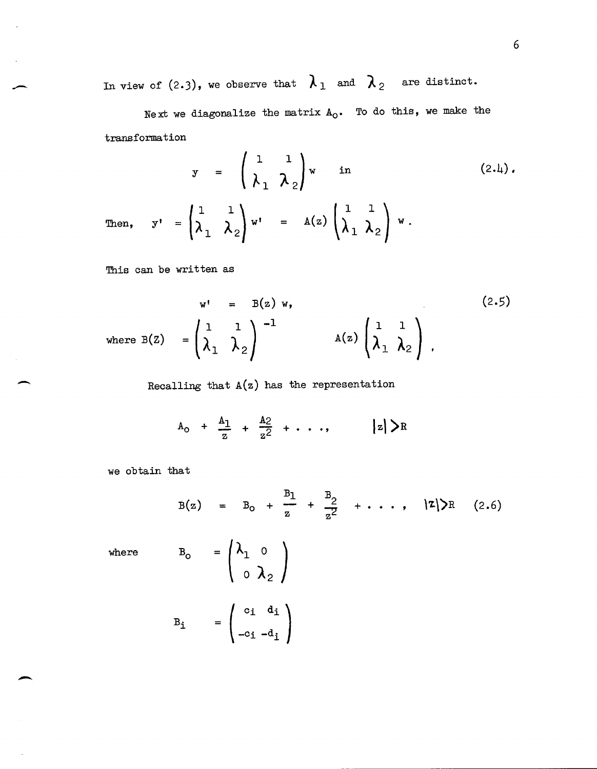In view of (2.3), we observe that $\lambda_1$ and $\lambda_2$ are distinct.

Next we diagonalize the matrix $A_o$. To do this, we make the transformation

$$y = \begin{pmatrix} 1 & 1 \\ \lambda_1 & \lambda_2 \end{pmatrix} w \quad \text{in} \qquad (2.4).$$

Then, $y' = \begin{pmatrix} 1 & 1 \\ \lambda_1 & \lambda_2 \end{pmatrix} w' = A(z) \begin{pmatrix} 1 & 1 \\ \lambda_1 & \lambda_2 \end{pmatrix} w.$

This can be written as

$$w' = B(z)\, w, \tag{2.5}$$

where $B(Z) = \begin{pmatrix} 1 & 1 \\ \lambda_1 & \lambda_2 \end{pmatrix}^{-1} A(z) \begin{pmatrix} 1 & 1 \\ \lambda_1 & \lambda_2 \end{pmatrix}.$

Recalling that $A(z)$ has the representation

$$A_o + \frac{A_1}{z} + \frac{A_2}{z^2} + \ldots, \qquad |z| > R$$

we obtain that

$$B(z) = B_o + \frac{B_1}{z} + \frac{B_2}{z^2} + \ldots, \quad |z| > R \tag{2.6}$$

where $B_o = \begin{pmatrix} \lambda_1 & 0 \\ 0 & \lambda_2 \end{pmatrix}$

$$B_i = \begin{pmatrix} c_i & d_i \\ -c_i & -d_i \end{pmatrix}$$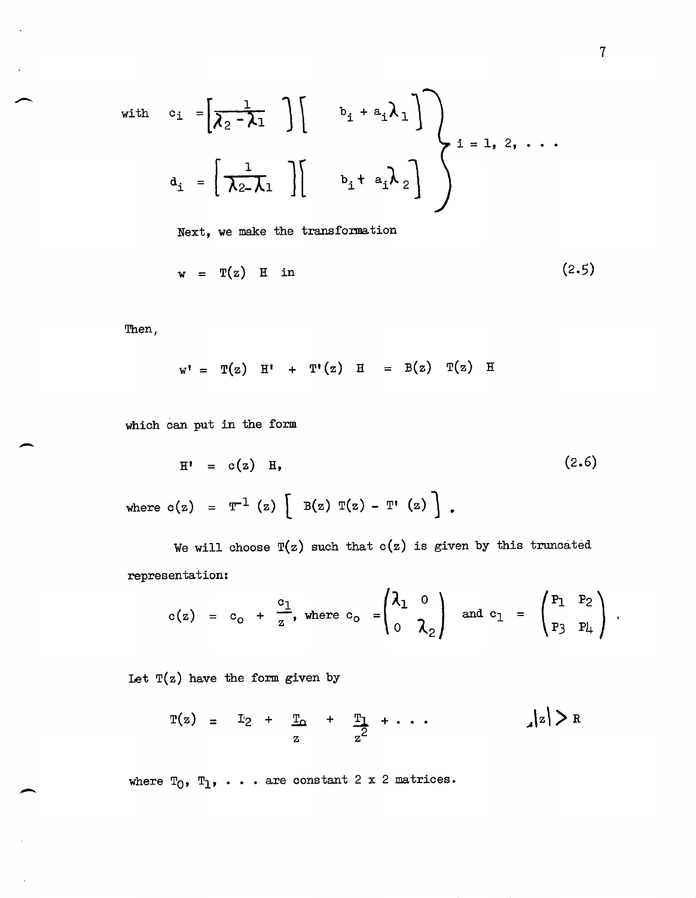$$\left.\begin{aligned} \text{with} \quad c_i &= \left[\frac{1}{\lambda_2 - \lambda_1}\right]\left[b_i + a_i\lambda_1\right] \\ d_i &= \left[\frac{1}{\lambda_2 - \lambda_1}\right]\left[b_i + a_i\lambda_2\right] \end{aligned}\right\} \quad i = 1, 2, \ldots$$

Next, we make the transformation

$$w = T(z) \; H \; \text{in} \tag{2.5}$$

Then,

$$w' = T(z) \; H' + T'(z) \; H = B(z) \; T(z) \; H$$

which can put in the form

$$H' = c(z) \; H, \tag{2.6}$$

where $c(z) = T^{-1}(z) \left[ B(z) \; T(z) - T'(z) \right]$.

We will choose $T(z)$ such that $c(z)$ is given by this truncated representation:

$$c(z) = c_o + \frac{c_1}{z}, \text{ where } c_o = \begin{pmatrix} \lambda_1 & 0 \\ 0 & \lambda_2 \end{pmatrix} \text{ and } c_1 = \begin{pmatrix} p_1 & p_2 \\ p_3 & p_4 \end{pmatrix}.$$

Let $T(z)$ have the form given by

$$T(z) = I_2 + \frac{T_o}{z} + \frac{T_1}{z^2} + \ldots \qquad |z| > R$$

where $T_0, T_1, \ldots$ are constant 2 x 2 matrices.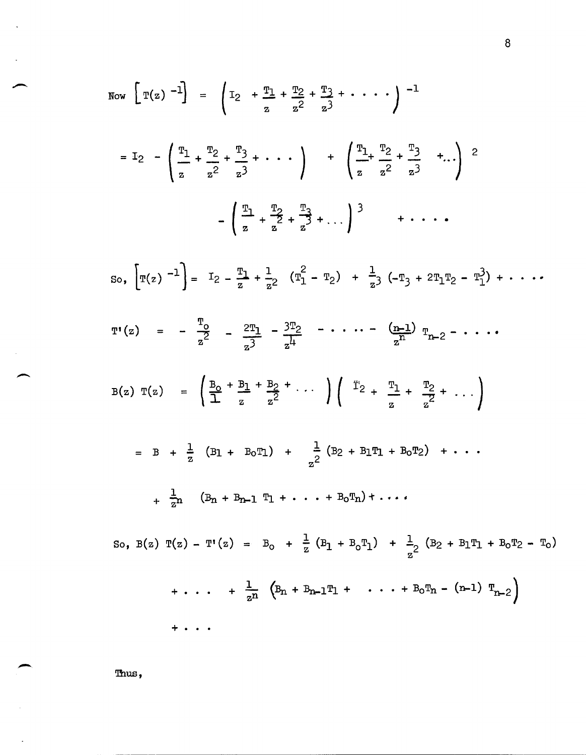Now $\left[T(z)^{-1}\right] = \left(I_2 + \frac{T_1}{z} + \frac{T_2}{z^2} + \frac{T_3}{z^3} + \dots\right)^{-1}$

$$= I_2 - \left(\frac{T_1}{z} + \frac{T_2}{z^2} + \frac{T_3}{z^3} + \dots\right) + \left(\frac{T_1}{z} + \frac{T_2}{z^2} + \frac{T_3}{z^3} + \dots\right)^2$$

$$- \left(\frac{T_1}{z} + \frac{T_2}{z^2} + \frac{T_3}{z^3} + \dots\right)^3 + \dots$$

So, $\left[T(z)^{-1}\right] = I_2 - \frac{T_1}{z} + \frac{1}{z^2}\left(T_1^2 - T_2\right) + \frac{1}{z^3}\left(-T_3 + 2T_1T_2 - T_1^3\right) + \dots$

$$T'(z) = -\frac{T_0}{z^2} - \frac{2T_1}{z^3} - \frac{3T_2}{z^4} - \dots - \frac{(n-1)}{z^n} T_{n-2} - \dots$$

$$B(z)\,T(z) = \left(\frac{B_0}{1} + \frac{B_1}{z} + \frac{B_2}{z^2} + \dots\right)\left(I_2 + \frac{T_1}{z} + \frac{T_2}{z^2} + \dots\right)$$

$$= B + \frac{1}{z}\left(B_1 + B_0T_1\right) + \frac{1}{z^2}\left(B_2 + B_1T_1 + B_0T_2\right) + \dots$$

$$+ \frac{1}{z^n}\left(B_n + B_{n-1}T_1 + \dots + B_0T_n\right) + \dots$$

So, $B(z)\,T(z) - T'(z) = B_0 + \frac{1}{z}\left(B_1 + B_0T_1\right) + \frac{1}{z^2}\left(B_2 + B_1T_1 + B_0T_2 - T_0\right)$

$$+ \dots + \frac{1}{z^n}\left(B_n + B_{n-1}T_1 + \dots + B_0T_n - (n-1)\,T_{n-2}\right)$$

$$+ \dots$$

Thus,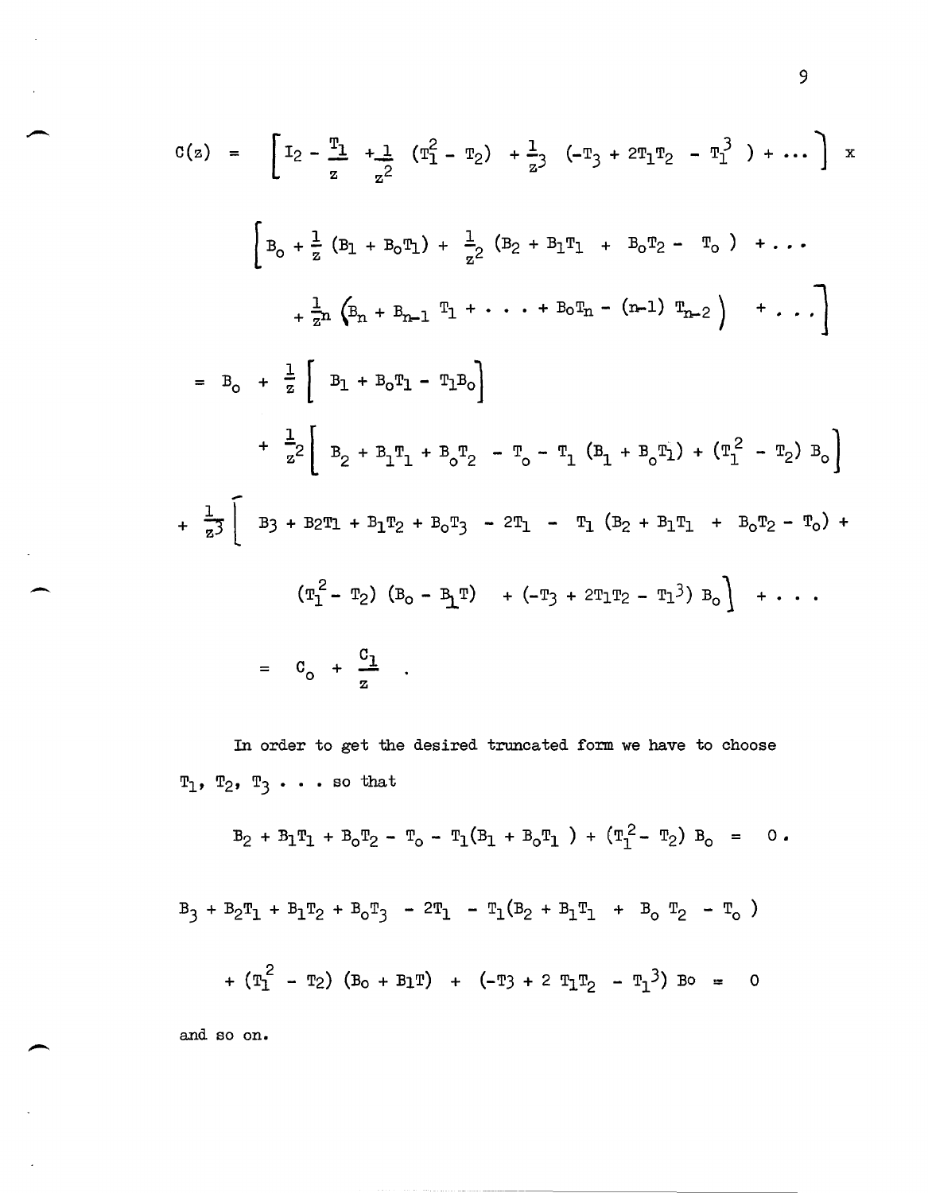$$
\begin{aligned}
C(z) = & \left[ I_2 - \frac{T_1}{z} + \frac{1}{z^2} (T_1^2 - T_2) + \frac{1}{z^3} (-T_3 + 2T_1T_2 - T_1^3) + \dots \right] \times \\
& \left[ B_o + \frac{1}{z} (B_1 + B_oT_1) + \frac{1}{z^2} (B_2 + B_1T_1 + B_oT_2 - T_o) + \dots \right. \\
& \left. + \frac{1}{z^n} \left( B_n + B_{n-1} T_1 + \dots + B_oT_n - (n-1) T_{n-2} \right) + \dots \right]
\end{aligned}
$$

$$
\begin{aligned}
= \; & B_o + \frac{1}{z} \left[ B_1 + B_oT_1 - T_1B_o \right] \\
& + \frac{1}{z^2} \left[ B_2 + B_1T_1 + B_oT_2 - T_o - T_1 (B_1 + B_oT_1) + (T_1^2 - T_2) B_o \right] \\
& + \frac{1}{z^3} \left[ B_3 + B_2T_1 + B_1T_2 + B_oT_3 - 2T_1 - T_1 (B_2 + B_1T_1 + B_oT_2 - T_o) + \right. \\
& \left. (T_1^2 - T_2) (B_o - B_1T) + (-T_3 + 2T_1T_2 - T_1^3) B_o \right] + \dots \\
= \; & C_o + \frac{C_1}{z} \ .
\end{aligned}
$$

In order to get the desired truncated form we have to choose $T_1, T_2, T_3 \dots$ so that

$$
B_2 + B_1T_1 + B_oT_2 - T_o - T_1(B_1 + B_oT_1) + (T_1^2 - T_2) B_o = 0 .
$$

$$
\begin{aligned}
& B_3 + B_2T_1 + B_1T_2 + B_oT_3 - 2T_1 - T_1(B_2 + B_1T_1 + B_o T_2 - T_o) \\
& + (T_1^2 - T_2) (B_o + B_1T) + (-T_3 + 2 T_1T_2 - T_1^3) B_o = 0
\end{aligned}
$$

and so on.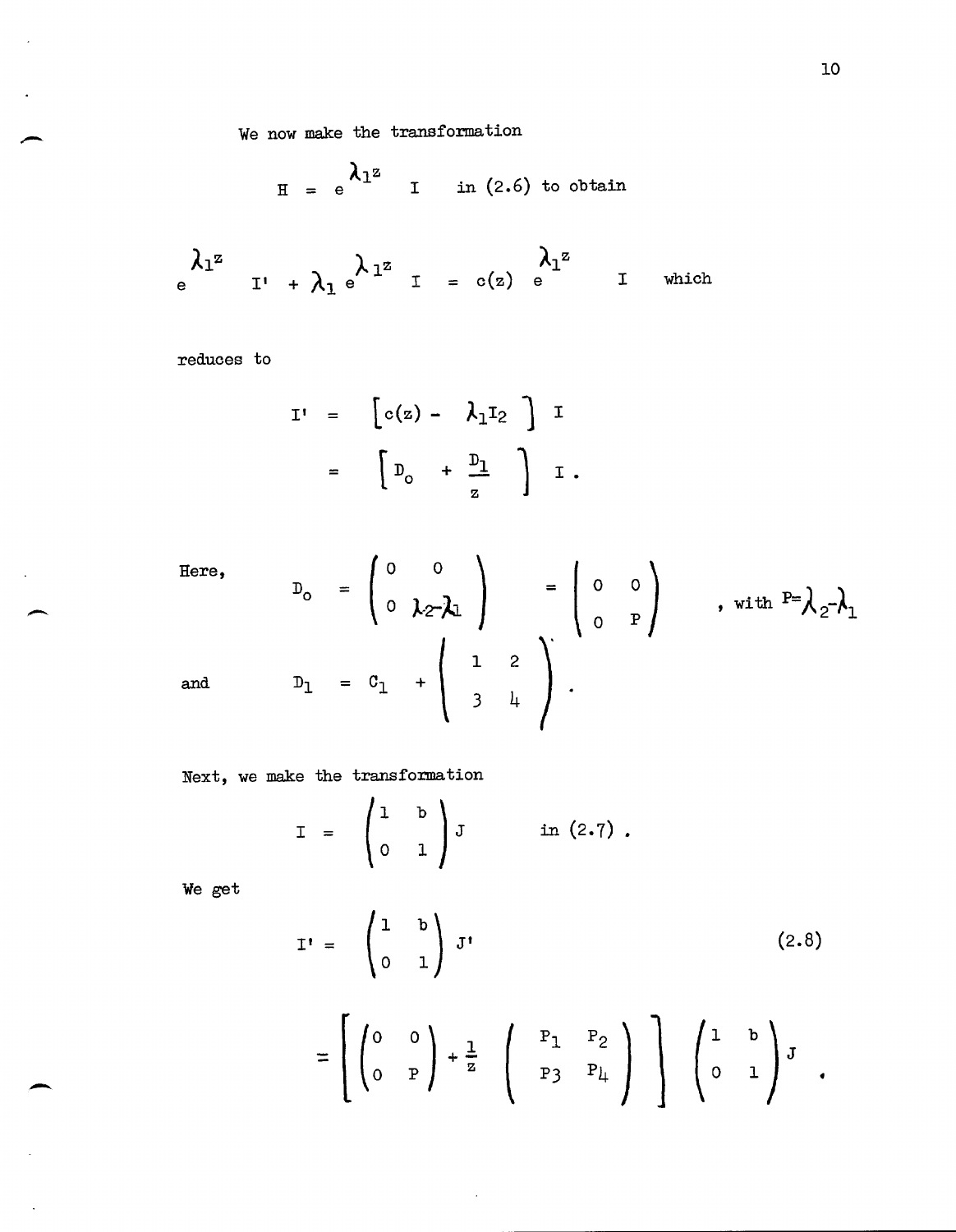We now make the transformation

$$H = e^{\lambda_1 z} \; I \qquad \text{in (2.6) to obtain}$$

$$e^{\lambda_1 z} \; I' + \lambda_1 e^{\lambda_1 z} \; I = c(z) \; e^{\lambda_1 z} \; I \qquad \text{which}$$

reduces to

$$\begin{aligned} I' &= \left[ c(z) - \lambda_1 I_2 \right] I \\ &= \left[ D_o + \frac{D_1}{z} \right] I . \end{aligned}$$

Here,
$$D_o = \begin{pmatrix} 0 & 0 \\ 0 & \lambda_2 - \lambda_1 \end{pmatrix} = \begin{pmatrix} 0 & 0 \\ 0 & P \end{pmatrix} \quad , \text{ with } P = \lambda_2 - \lambda_1$$

and
$$D_1 = C_1 + \begin{pmatrix} 1 & 2 \\ 3 & 4 \end{pmatrix} .$$

Next, we make the transformation

$$I = \begin{pmatrix} 1 & b \\ 0 & 1 \end{pmatrix} J \qquad \text{in (2.7) .}$$

We get

$$I' = \begin{pmatrix} 1 & b \\ 0 & 1 \end{pmatrix} J' \tag{2.8}$$

$$= \left[ \begin{pmatrix} 0 & 0 \\ 0 & P \end{pmatrix} + \frac{1}{z} \begin{pmatrix} P_1 & P_2 \\ P_3 & P_4 \end{pmatrix} \right] \begin{pmatrix} 1 & b \\ 0 & 1 \end{pmatrix} J \; .$$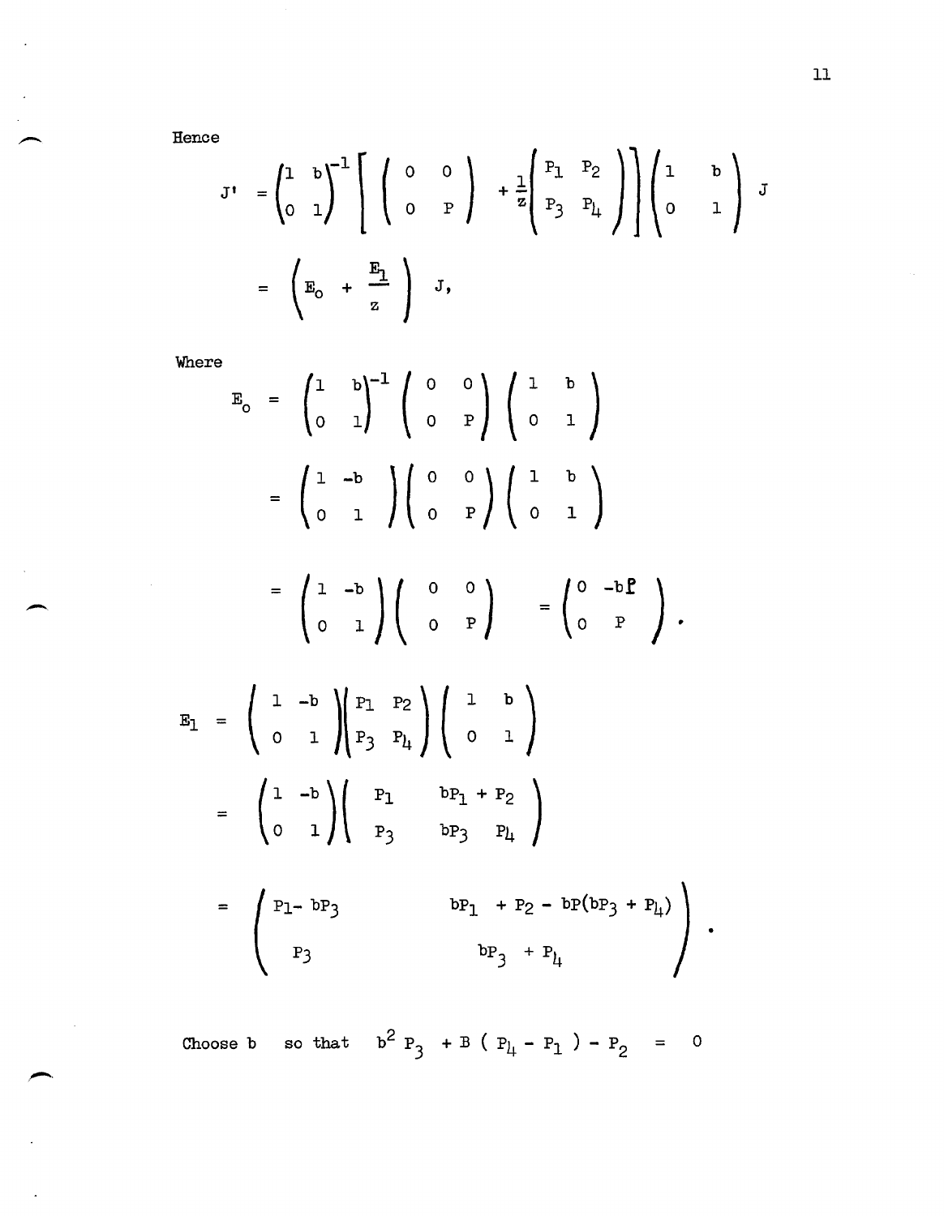Hence

$$J' = \begin{pmatrix} 1 & b \\ 0 & 1 \end{pmatrix}^{-1} \left[ \begin{pmatrix} 0 & 0 \\ 0 & P \end{pmatrix} + \frac{1}{z} \begin{pmatrix} P_1 & P_2 \\ P_3 & P_4 \end{pmatrix} \right] \begin{pmatrix} 1 & b \\ 0 & 1 \end{pmatrix} J$$

$$= \left( E_o + \frac{E_1}{z} \right) J,$$

Where

$$E_o = \begin{pmatrix} 1 & b \\ 0 & 1 \end{pmatrix}^{-1} \begin{pmatrix} 0 & 0 \\ 0 & P \end{pmatrix} \begin{pmatrix} 1 & b \\ 0 & 1 \end{pmatrix}$$

$$= \begin{pmatrix} 1 & -b \\ 0 & 1 \end{pmatrix} \begin{pmatrix} 0 & 0 \\ 0 & P \end{pmatrix} \begin{pmatrix} 1 & b \\ 0 & 1 \end{pmatrix}$$

$$= \begin{pmatrix} 1 & -b \\ 0 & 1 \end{pmatrix} \begin{pmatrix} 0 & 0 \\ 0 & P \end{pmatrix} = \begin{pmatrix} 0 & -bP \\ 0 & P \end{pmatrix}.$$

$$E_1 = \begin{pmatrix} 1 & -b \\ 0 & 1 \end{pmatrix} \begin{pmatrix} P_1 & P_2 \\ P_3 & P_4 \end{pmatrix} \begin{pmatrix} 1 & b \\ 0 & 1 \end{pmatrix}$$

$$= \begin{pmatrix} 1 & -b \\ 0 & 1 \end{pmatrix} \begin{pmatrix} P_1 & bP_1 + P_2 \\ P_3 & bP_3 \quad P_4 \end{pmatrix}$$

$$= \begin{pmatrix} P_1 - bP_3 & bP_1 + P_2 - bP(bP_3 + P_4) \\ P_3 & bP_3 + P_4 \end{pmatrix}.$$

Choose b so that $b^2 P_3 + B ( P_4 - P_1 ) - P_2 = 0$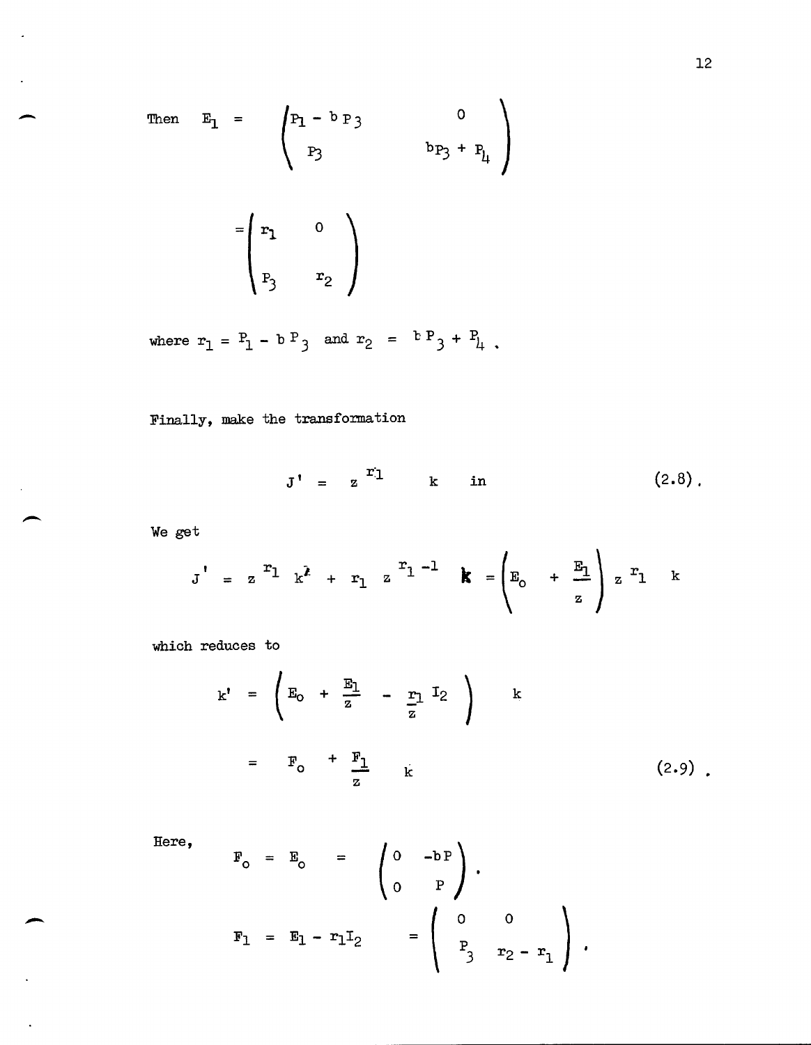Then 
$$E_1 = \begin{pmatrix} P_1 - b\,P_3 & 0 \\ P_3 & bP_3 + P_4 \end{pmatrix}$$

$$= \begin{pmatrix} r_1 & 0 \\ P_3 & r_2 \end{pmatrix}$$

where $r_1 = P_1 - b\,P_3$ and $r_2 = b\,P_3 + P_4$ .

Finally, make the transformation

$$J' = z^{r_1} \quad k \quad \text{in} \qquad (2.8).$$

We get

$$J' = z^{r_1} k' + r_1 z^{r_1 - 1} k = \left( E_o + \frac{E_1}{z} \right) z^{r_1} \quad k$$

which reduces to

$$k' = \left( E_o + \frac{E_1}{z} - \frac{r_1}{z} I_2 \right) \quad k$$

$$= F_o + \frac{F_1}{z} \quad k \qquad (2.9) .$$

Here,
$$F_o = E_o = \begin{pmatrix} 0 & -bP \\ 0 & P \end{pmatrix} .$$

$$F_1 = E_1 - r_1 I_2 = \begin{pmatrix} 0 & 0 \\ P_3 & r_2 - r_1 \end{pmatrix} .$$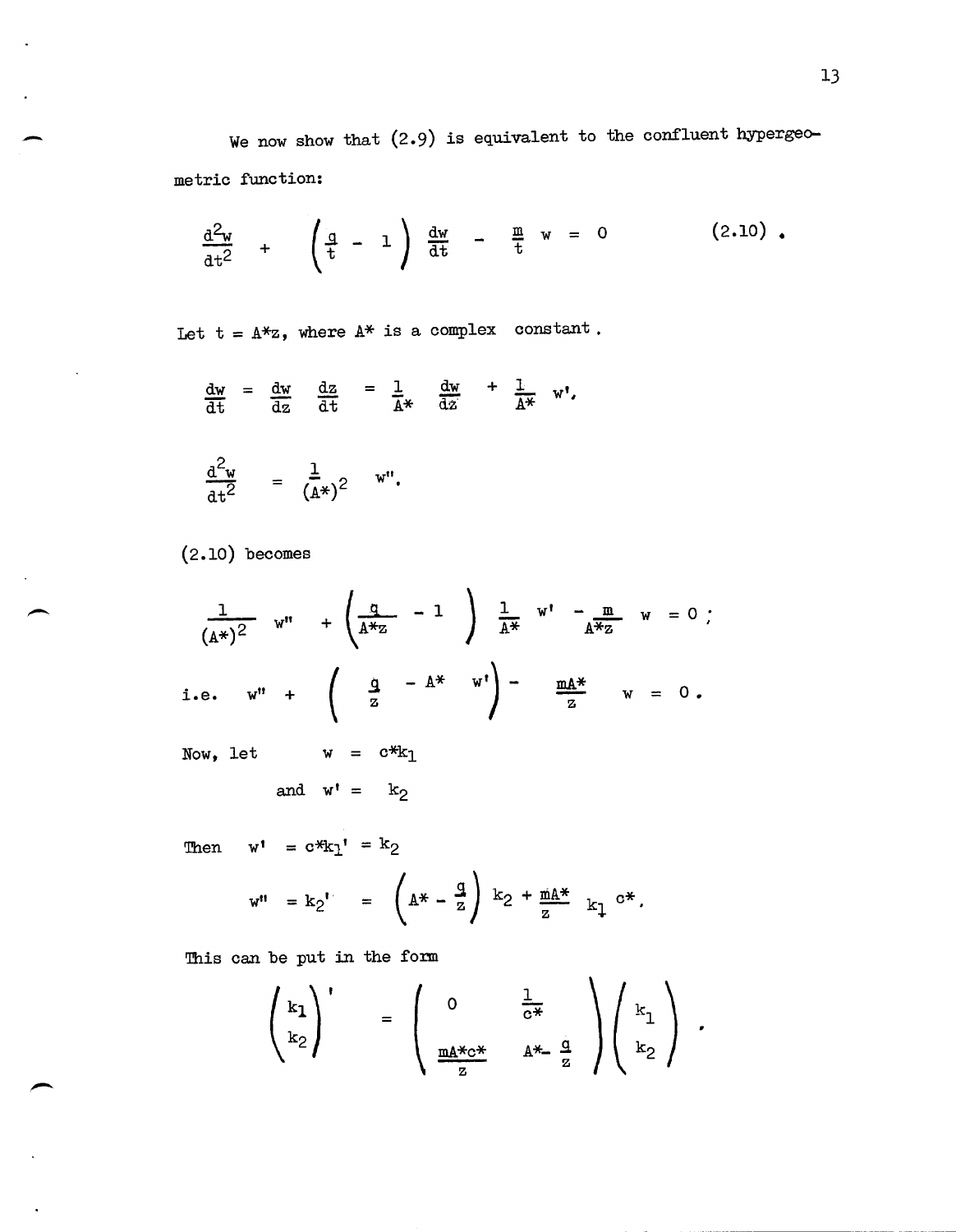We now show that (2.9) is equivalent to the confluent hypergeometric function:

$$\frac{d^2w}{dt^2} + \left(\frac{q}{t} - 1\right)\frac{dw}{dt} - \frac{m}{t}\,w = 0 \qquad (2.10)\,.$$

Let $t = A^*z$, where $A^*$ is a complex constant.

$$\frac{dw}{dt} = \frac{dw}{dz}\,\frac{dz}{dt} = \frac{1}{A^*}\,\frac{dw}{dz} + \frac{1}{A^*}\,w',$$

$$\frac{d^2w}{dt^2} = \frac{1}{(A^*)^2}\,w''.$$

(2.10) becomes

$$\frac{1}{(A^*)^2}\,w'' + \left(\frac{q}{A^*z} - 1\right)\frac{1}{A^*}\,w' - \frac{m}{A^*z}\,w = 0\,;$$

$$\text{i.e.}\quad w'' + \left(\frac{q}{z} - A^*\ w'\right) - \frac{mA^*}{z}\,w = 0\,.$$

Now, let $\quad w = c^*k_1$

and $\quad w' = k_2$

Then $\quad w' = c^*k_1{}' = k_2$

$$w'' = k_2{}' = \left(A^* - \frac{q}{z}\right)k_2 + \frac{mA^*}{z}\,k_1\,c^*.$$

This can be put in the form

$$\begin{pmatrix} k_1 \\ k_2 \end{pmatrix}' = \begin{pmatrix} 0 & \frac{1}{c^*} \\ \frac{mA^*c^*}{z} & A^* - \frac{q}{z} \end{pmatrix}\begin{pmatrix} k_1 \\ k_2 \end{pmatrix}.$$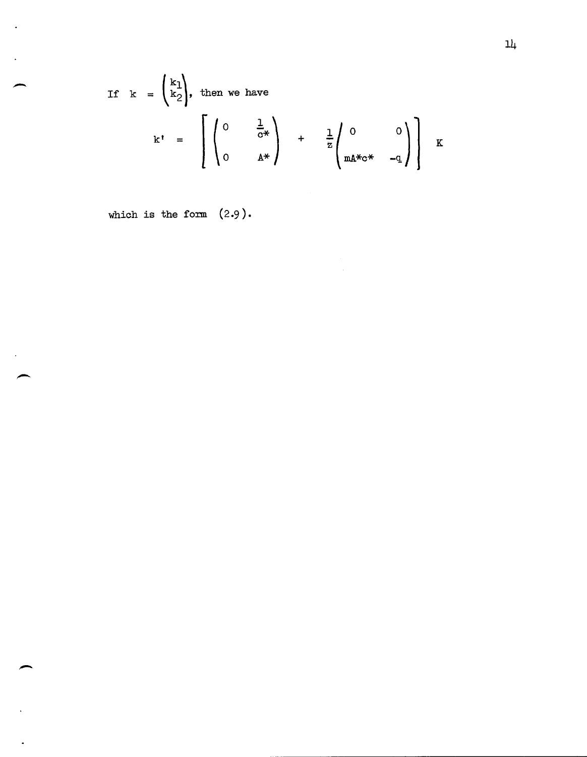If $k = \begin{pmatrix} k_1 \\ k_2 \end{pmatrix}$, then we have

$$k' = \left[ \begin{pmatrix} 0 & \frac{1}{c^*} \\ 0 & A^* \end{pmatrix} + \frac{1}{z} \begin{pmatrix} 0 & 0 \\ mA^*c^* & -q \end{pmatrix} \right] K$$

which is the form (2.9).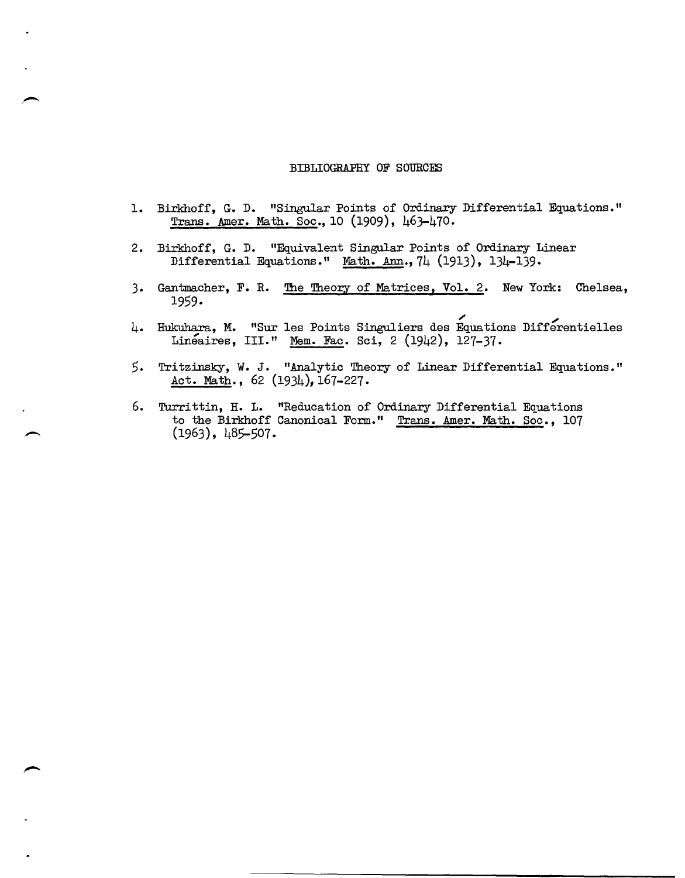# BIBLIOGRAPHY OF SOURCES

1. Birkhoff, G. D. "Singular Points of Ordinary Differential Equations." Trans. Amer. Math. Soc., 10 (1909), 463-470.

2. Birkhoff, G. D. "Equivalent Singular Points of Ordinary Linear Differential Equations." Math. Ann., 74 (1913), 134-139.

3. Gantmacher, F. R. The Theory of Matrices, Vol. 2. New York: Chelsea, 1959.

4. Hukuhara, M. "Sur les Points Singuliers des Équations Différentielles Linéaires, III." Mem. Fac. Sci, 2 (1942), 127-37.

5. Tritzinsky, W. J. "Analytic Theory of Linear Differential Equations." Act. Math., 62 (1934), 167-227.

6. Turrittin, H. L. "Reducation of Ordinary Differential Equations to the Birkhoff Canonical Form." Trans. Amer. Math. Soc., 107 (1963), 485-507.